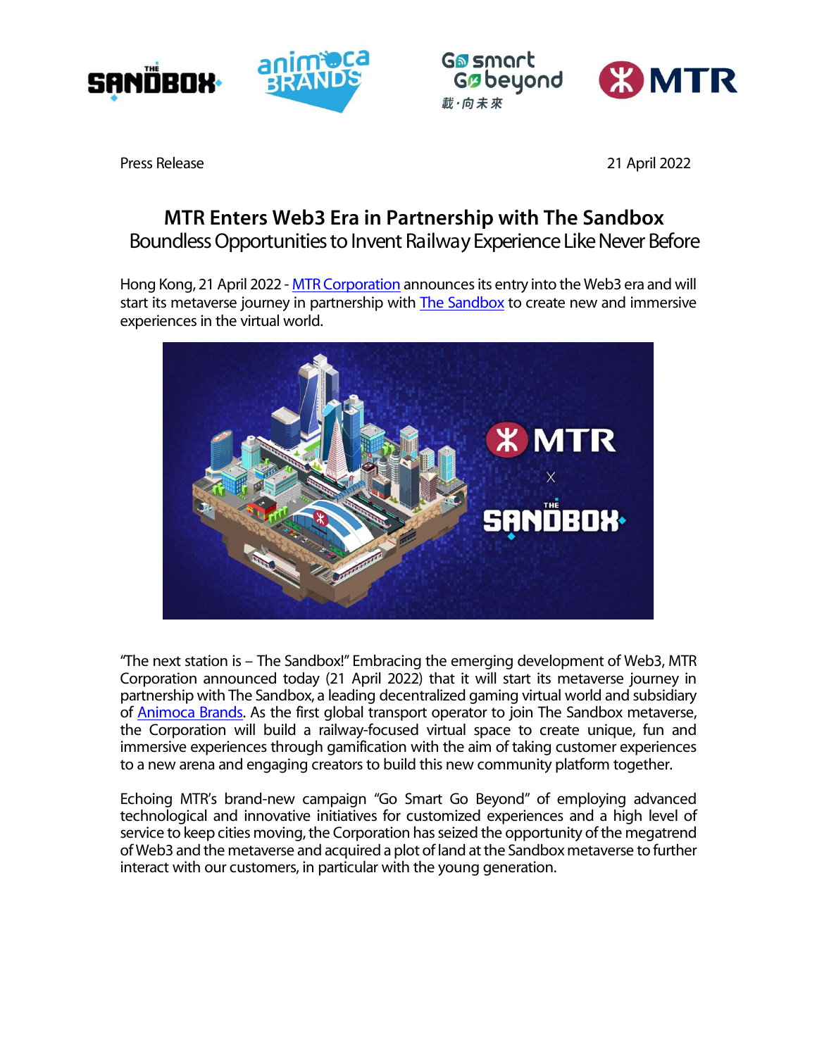Press Release 21 April 2022

# MTR Enters Web3 Era in Partnership with The Sandbox

## Boundless Opportunities to Invent Railway Experience Like Never Before

Hong Kong, 21 April 2022 - [MTR Corporation] announces its entry into the Web3 era and will start its metaverse journey in partnership with [The Sandbox] to create new and immersive experiences in the virtual world.

"The next station is – The Sandbox!" Embracing the emerging development of Web3, MTR Corporation announced today (21 April 2022) that it will start its metaverse journey in partnership with The Sandbox, a leading decentralized gaming virtual world and subsidiary of [Animoca Brands]. As the first global transport operator to join The Sandbox metaverse, the Corporation will build a railway-focused virtual space to create unique, fun and immersive experiences through gamification with the aim of taking customer experiences to a new arena and engaging creators to build this new community platform together.

Echoing MTR's brand-new campaign "Go Smart Go Beyond" of employing advanced technological and innovative initiatives for customized experiences and a high level of service to keep cities moving, the Corporation has seized the opportunity of the megatrend of Web3 and the metaverse and acquired a plot of land at the Sandbox metaverse to further interact with our customers, in particular with the young generation.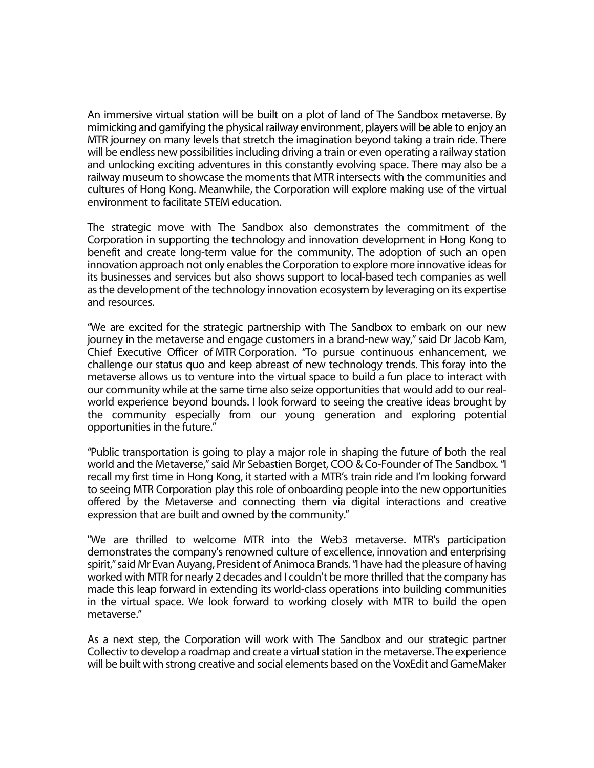An immersive virtual station will be built on a plot of land of The Sandbox metaverse. By mimicking and gamifying the physical railway environment, players will be able to enjoy an MTR journey on many levels that stretch the imagination beyond taking a train ride. There will be endless new possibilities including driving a train or even operating a railway station and unlocking exciting adventures in this constantly evolving space. There may also be a railway museum to showcase the moments that MTR intersects with the communities and cultures of Hong Kong. Meanwhile, the Corporation will explore making use of the virtual environment to facilitate STEM education.

The strategic move with The Sandbox also demonstrates the commitment of the Corporation in supporting the technology and innovation development in Hong Kong to benefit and create long-term value for the community. The adoption of such an open innovation approach not only enables the Corporation to explore more innovative ideas for its businesses and services but also shows support to local-based tech companies as well as the development of the technology innovation ecosystem by leveraging on its expertise and resources.

"We are excited for the strategic partnership with The Sandbox to embark on our new journey in the metaverse and engage customers in a brand-new way," said Dr Jacob Kam, Chief Executive Officer of MTR Corporation. "To pursue continuous enhancement, we challenge our status quo and keep abreast of new technology trends. This foray into the metaverse allows us to venture into the virtual space to build a fun place to interact with our community while at the same time also seize opportunities that would add to our real-world experience beyond bounds. I look forward to seeing the creative ideas brought by the community especially from our young generation and exploring potential opportunities in the future."

"Public transportation is going to play a major role in shaping the future of both the real world and the Metaverse," said Mr Sebastien Borget, COO & Co-Founder of The Sandbox. "I recall my first time in Hong Kong, it started with a MTR's train ride and I'm looking forward to seeing MTR Corporation play this role of onboarding people into the new opportunities offered by the Metaverse and connecting them via digital interactions and creative expression that are built and owned by the community."

"We are thrilled to welcome MTR into the Web3 metaverse. MTR's participation demonstrates the company's renowned culture of excellence, innovation and enterprising spirit," said Mr Evan Auyang, President of Animoca Brands. "I have had the pleasure of having worked with MTR for nearly 2 decades and I couldn't be more thrilled that the company has made this leap forward in extending its world-class operations into building communities in the virtual space. We look forward to working closely with MTR to build the open metaverse."

As a next step, the Corporation will work with The Sandbox and our strategic partner Collectiv to develop a roadmap and create a virtual station in the metaverse. The experience will be built with strong creative and social elements based on the VoxEdit and GameMaker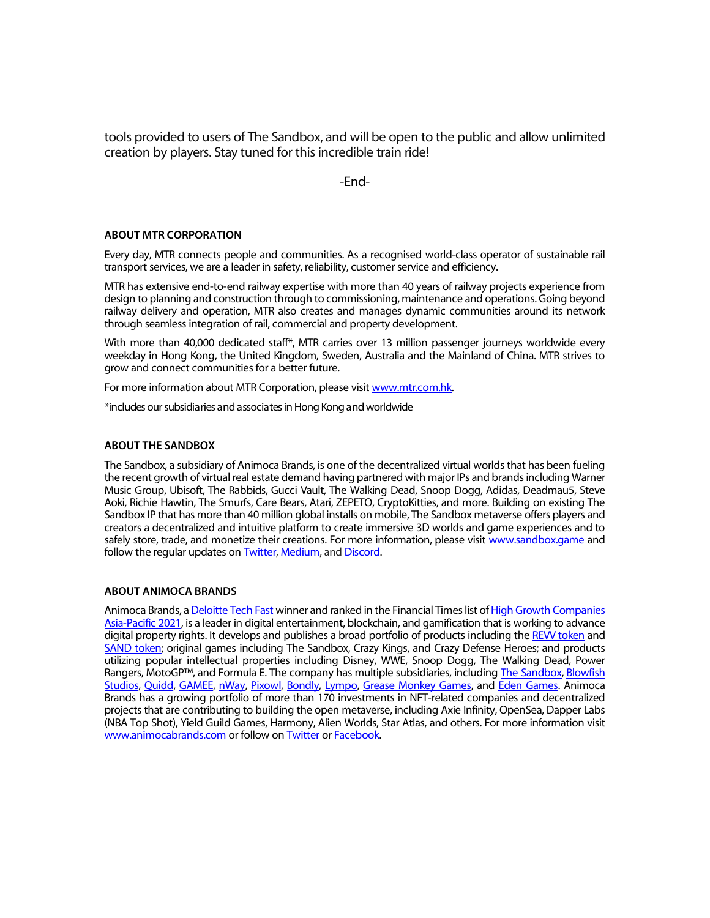tools provided to users of The Sandbox, and will be open to the public and allow unlimited creation by players. Stay tuned for this incredible train ride!

-End-

**ABOUT MTR CORPORATION**

Every day, MTR connects people and communities. As a recognised world-class operator of sustainable rail transport services, we are a leader in safety, reliability, customer service and efficiency.

MTR has extensive end-to-end railway expertise with more than 40 years of railway projects experience from design to planning and construction through to commissioning, maintenance and operations. Going beyond railway delivery and operation, MTR also creates and manages dynamic communities around its network through seamless integration of rail, commercial and property development.

With more than 40,000 dedicated staff*, MTR carries over 13 million passenger journeys worldwide every weekday in Hong Kong, the United Kingdom, Sweden, Australia and the Mainland of China. MTR strives to grow and connect communities for a better future.

For more information about MTR Corporation, please visit www.mtr.com.hk.

*includes our subsidiaries and associates in Hong Kong and worldwide

**ABOUT THE SANDBOX**

The Sandbox, a subsidiary of Animoca Brands, is one of the decentralized virtual worlds that has been fueling the recent growth of virtual real estate demand having partnered with major IPs and brands including Warner Music Group, Ubisoft, The Rabbids, Gucci Vault, The Walking Dead, Snoop Dogg, Adidas, Deadmau5, Steve Aoki, Richie Hawtin, The Smurfs, Care Bears, Atari, ZEPETO, CryptoKitties, and more. Building on existing The Sandbox IP that has more than 40 million global installs on mobile, The Sandbox metaverse offers players and creators a decentralized and intuitive platform to create immersive 3D worlds and game experiences and to safely store, trade, and monetize their creations. For more information, please visit www.sandbox.game and follow the regular updates on Twitter, Medium, and Discord.

**ABOUT ANIMOCA BRANDS**

Animoca Brands, a Deloitte Tech Fast winner and ranked in the Financial Times list of High Growth Companies Asia-Pacific 2021, is a leader in digital entertainment, blockchain, and gamification that is working to advance digital property rights. It develops and publishes a broad portfolio of products including the REVV token and SAND token; original games including The Sandbox, Crazy Kings, and Crazy Defense Heroes; and products utilizing popular intellectual properties including Disney, WWE, Snoop Dogg, The Walking Dead, Power Rangers, MotoGP™, and Formula E. The company has multiple subsidiaries, including The Sandbox, Blowfish Studios, Quidd, GAMEE, nWay, Pixowl, Bondly, Lympo, Grease Monkey Games, and Eden Games. Animoca Brands has a growing portfolio of more than 170 investments in NFT-related companies and decentralized projects that are contributing to building the open metaverse, including Axie Infinity, OpenSea, Dapper Labs (NBA Top Shot), Yield Guild Games, Harmony, Alien Worlds, Star Atlas, and others. For more information visit www.animocabrands.com or follow on Twitter or Facebook.